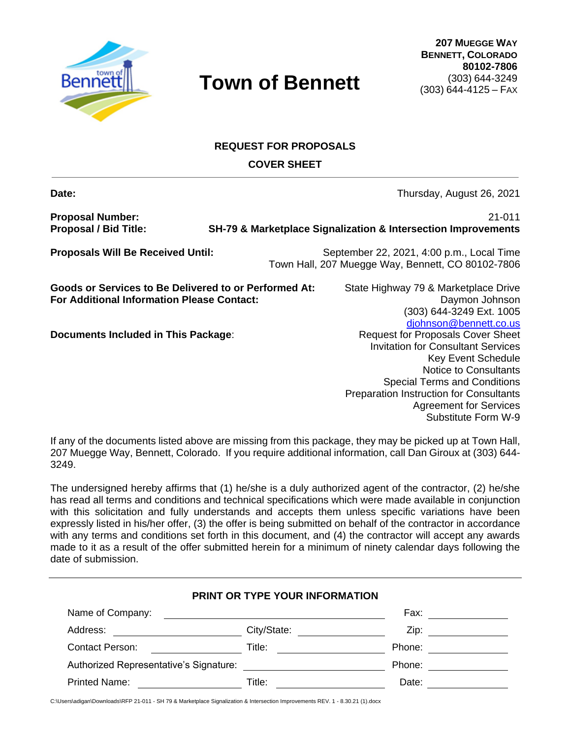# Town of Bennett

**207 MUEGGE WAY**
**BENNETT, COLORADO**
**80102-7806**
(303) 644-3249
(303) 644-4125 – FAX

## REQUEST FOR PROPOSALS
## COVER SHEET

**Date:** Thursday, August 26, 2021

**Proposal Number:** 21-011
**Proposal / Bid Title:** **SH-79 & Marketplace Signalization & Intersection Improvements**

**Proposals Will Be Received Until:** September 22, 2021, 4:00 p.m., Local Time
Town Hall, 207 Muegge Way, Bennett, CO 80102-7806

**Goods or Services to Be Delivered to or Performed At:** State Highway 79 & Marketplace Drive
**For Additional Information Please Contact:** Daymon Johnson
(303) 644-3249 Ext. 1005
djohnson@bennett.co.us

**Documents Included in This Package**:
- Request for Proposals Cover Sheet
- Invitation for Consultant Services
- Key Event Schedule
- Notice to Consultants
- Special Terms and Conditions
- Preparation Instruction for Consultants
- Agreement for Services
- Substitute Form W-9

If any of the documents listed above are missing from this package, they may be picked up at Town Hall, 207 Muegge Way, Bennett, Colorado. If you require additional information, call Dan Giroux at (303) 644-3249.

The undersigned hereby affirms that (1) he/she is a duly authorized agent of the contractor, (2) he/she has read all terms and conditions and technical specifications which were made available in conjunction with this solicitation and fully understands and accepts them unless specific variations have been expressly listed in his/her offer, (3) the offer is being submitted on behalf of the contractor in accordance with any terms and conditions set forth in this document, and (4) the contractor will accept any awards made to it as a result of the offer submitted herein for a minimum of ninety calendar days following the date of submission.

**PRINT OR TYPE YOUR INFORMATION**

Name of Company: ______________________ Fax: __________

Address: ______________ City/State: __________ Zip: __________

Contact Person: __________ Title: __________ Phone: __________

Authorized Representative's Signature: ______________ Phone: __________

Printed Name: __________ Title: __________ Date: __________

C:\Users\adigan\Downloads\RFP 21-011 - SH 79 & Marketplace Signalization & Intersection Improvements REV. 1 - 8.30.21 (1).docx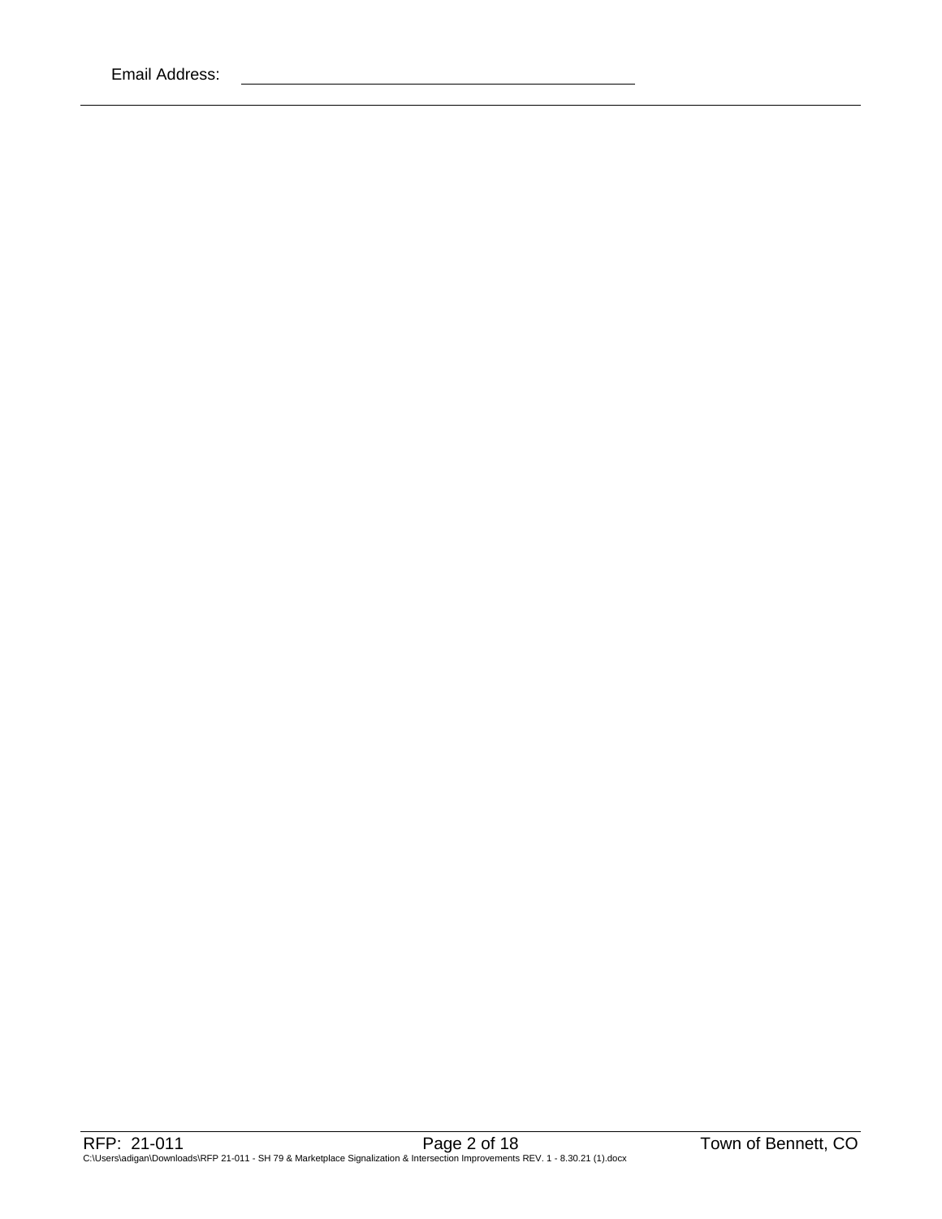Email Address: ____________________________________________

---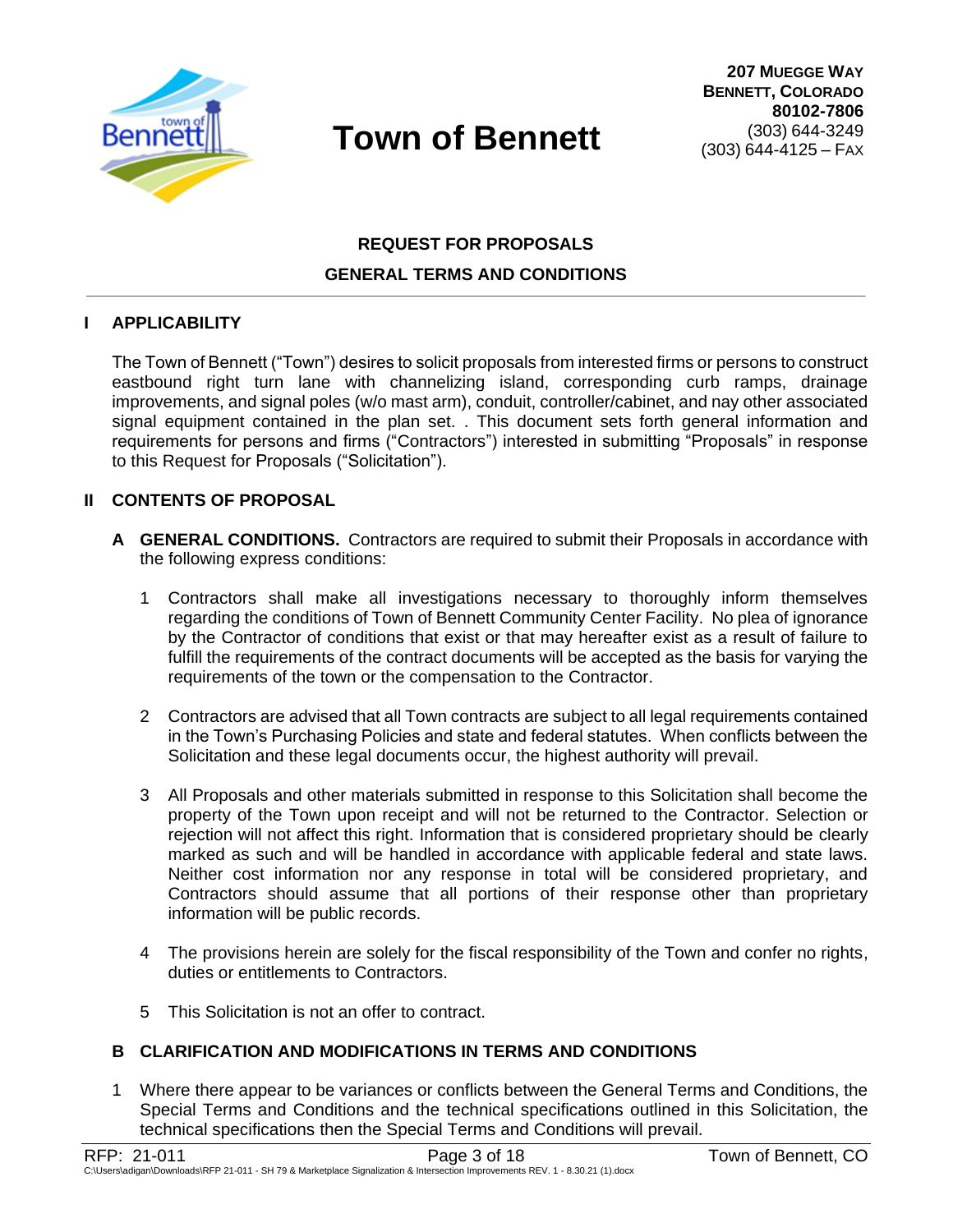# Town of Bennett

**207 Muegge Way**
**Bennett, Colorado**
**80102-7806**
(303) 644-3249
(303) 644-4125 – Fax

## REQUEST FOR PROPOSALS
## GENERAL TERMS AND CONDITIONS

### I APPLICABILITY

The Town of Bennett ("Town") desires to solicit proposals from interested firms or persons to construct eastbound right turn lane with channelizing island, corresponding curb ramps, drainage improvements, and signal poles (w/o mast arm), conduit, controller/cabinet, and nay other associated signal equipment contained in the plan set. . This document sets forth general information and requirements for persons and firms ("Contractors") interested in submitting "Proposals" in response to this Request for Proposals ("Solicitation").

### II CONTENTS OF PROPOSAL

**A GENERAL CONDITIONS.** Contractors are required to submit their Proposals in accordance with the following express conditions:

1. Contractors shall make all investigations necessary to thoroughly inform themselves regarding the conditions of Town of Bennett Community Center Facility. No plea of ignorance by the Contractor of conditions that exist or that may hereafter exist as a result of failure to fulfill the requirements of the contract documents will be accepted as the basis for varying the requirements of the town or the compensation to the Contractor.

2. Contractors are advised that all Town contracts are subject to all legal requirements contained in the Town's Purchasing Policies and state and federal statutes. When conflicts between the Solicitation and these legal documents occur, the highest authority will prevail.

3. All Proposals and other materials submitted in response to this Solicitation shall become the property of the Town upon receipt and will not be returned to the Contractor. Selection or rejection will not affect this right. Information that is considered proprietary should be clearly marked as such and will be handled in accordance with applicable federal and state laws. Neither cost information nor any response in total will be considered proprietary, and Contractors should assume that all portions of their response other than proprietary information will be public records.

4. The provisions herein are solely for the fiscal responsibility of the Town and confer no rights, duties or entitlements to Contractors.

5. This Solicitation is not an offer to contract.

**B CLARIFICATION AND MODIFICATIONS IN TERMS AND CONDITIONS**

1. Where there appear to be variances or conflicts between the General Terms and Conditions, the Special Terms and Conditions and the technical specifications outlined in this Solicitation, the technical specifications then the Special Terms and Conditions will prevail.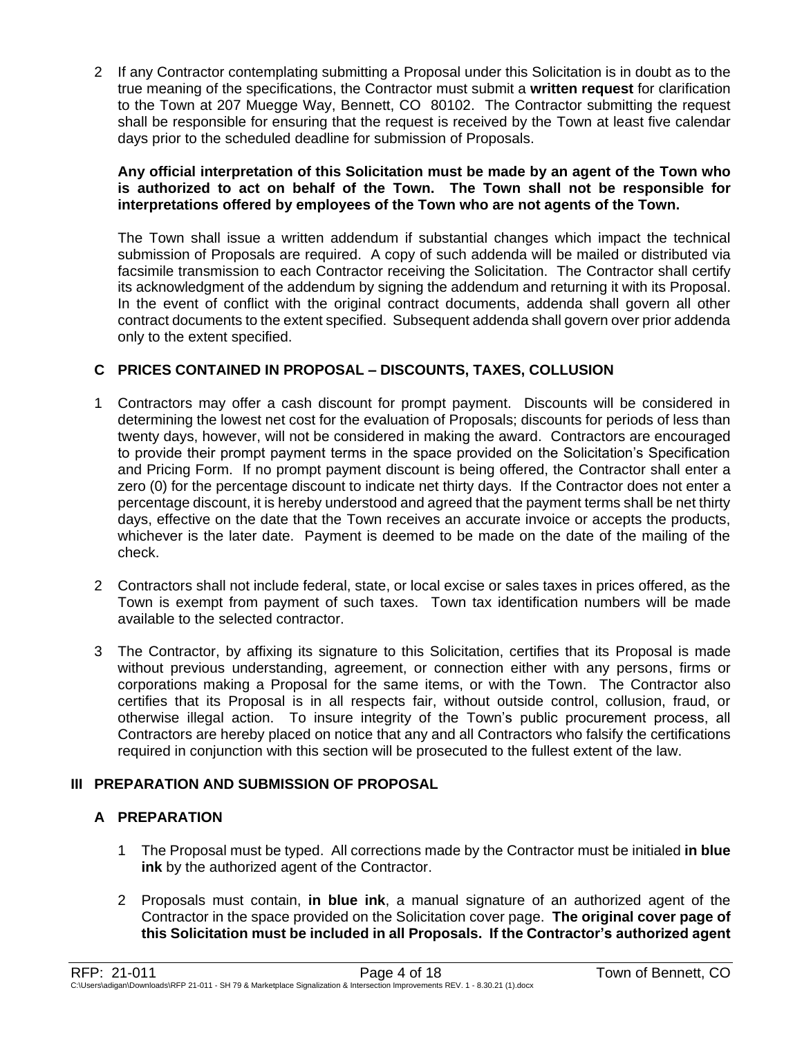2 If any Contractor contemplating submitting a Proposal under this Solicitation is in doubt as to the true meaning of the specifications, the Contractor must submit a **written request** for clarification to the Town at 207 Muegge Way, Bennett, CO 80102. The Contractor submitting the request shall be responsible for ensuring that the request is received by the Town at least five calendar days prior to the scheduled deadline for submission of Proposals.

**Any official interpretation of this Solicitation must be made by an agent of the Town who is authorized to act on behalf of the Town. The Town shall not be responsible for interpretations offered by employees of the Town who are not agents of the Town.**

The Town shall issue a written addendum if substantial changes which impact the technical submission of Proposals are required. A copy of such addenda will be mailed or distributed via facsimile transmission to each Contractor receiving the Solicitation. The Contractor shall certify its acknowledgment of the addendum by signing the addendum and returning it with its Proposal. In the event of conflict with the original contract documents, addenda shall govern all other contract documents to the extent specified. Subsequent addenda shall govern over prior addenda only to the extent specified.

## C PRICES CONTAINED IN PROPOSAL – DISCOUNTS, TAXES, COLLUSION

1 Contractors may offer a cash discount for prompt payment. Discounts will be considered in determining the lowest net cost for the evaluation of Proposals; discounts for periods of less than twenty days, however, will not be considered in making the award. Contractors are encouraged to provide their prompt payment terms in the space provided on the Solicitation's Specification and Pricing Form. If no prompt payment discount is being offered, the Contractor shall enter a zero (0) for the percentage discount to indicate net thirty days. If the Contractor does not enter a percentage discount, it is hereby understood and agreed that the payment terms shall be net thirty days, effective on the date that the Town receives an accurate invoice or accepts the products, whichever is the later date. Payment is deemed to be made on the date of the mailing of the check.

2 Contractors shall not include federal, state, or local excise or sales taxes in prices offered, as the Town is exempt from payment of such taxes. Town tax identification numbers will be made available to the selected contractor.

3 The Contractor, by affixing its signature to this Solicitation, certifies that its Proposal is made without previous understanding, agreement, or connection either with any persons, firms or corporations making a Proposal for the same items, or with the Town. The Contractor also certifies that its Proposal is in all respects fair, without outside control, collusion, fraud, or otherwise illegal action. To insure integrity of the Town's public procurement process, all Contractors are hereby placed on notice that any and all Contractors who falsify the certifications required in conjunction with this section will be prosecuted to the fullest extent of the law.

# III PREPARATION AND SUBMISSION OF PROPOSAL

## A PREPARATION

1 The Proposal must be typed. All corrections made by the Contractor must be initialed **in blue ink** by the authorized agent of the Contractor.

2 Proposals must contain, **in blue ink**, a manual signature of an authorized agent of the Contractor in the space provided on the Solicitation cover page. **The original cover page of this Solicitation must be included in all Proposals. If the Contractor's authorized agent**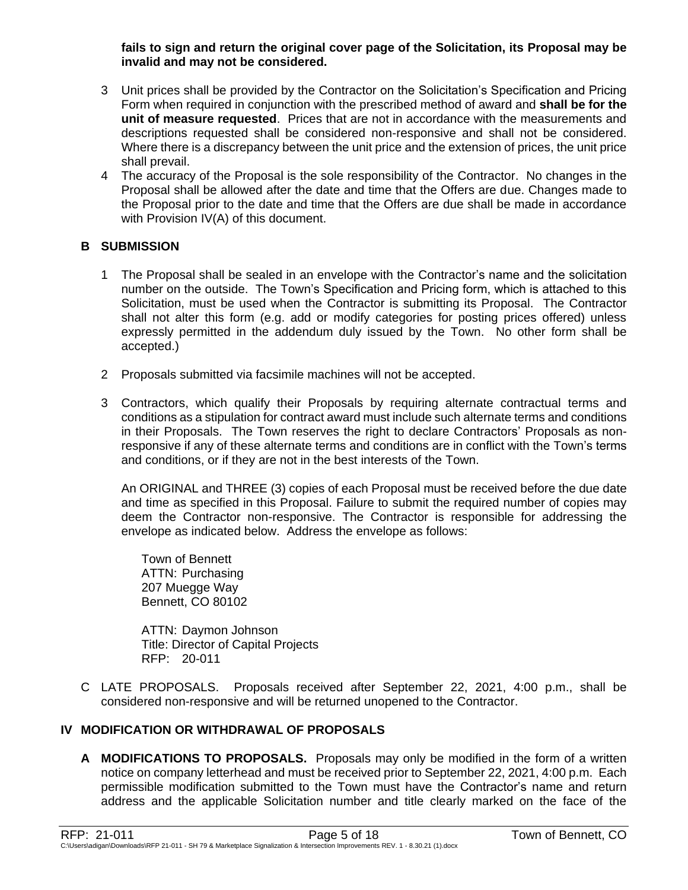**fails to sign and return the original cover page of the Solicitation, its Proposal may be invalid and may not be considered.**

3 Unit prices shall be provided by the Contractor on the Solicitation's Specification and Pricing Form when required in conjunction with the prescribed method of award and **shall be for the unit of measure requested**. Prices that are not in accordance with the measurements and descriptions requested shall be considered non-responsive and shall not be considered. Where there is a discrepancy between the unit price and the extension of prices, the unit price shall prevail.

4 The accuracy of the Proposal is the sole responsibility of the Contractor. No changes in the Proposal shall be allowed after the date and time that the Offers are due. Changes made to the Proposal prior to the date and time that the Offers are due shall be made in accordance with Provision IV(A) of this document.

## B SUBMISSION

1 The Proposal shall be sealed in an envelope with the Contractor's name and the solicitation number on the outside. The Town's Specification and Pricing form, which is attached to this Solicitation, must be used when the Contractor is submitting its Proposal. The Contractor shall not alter this form (e.g. add or modify categories for posting prices offered) unless expressly permitted in the addendum duly issued by the Town. No other form shall be accepted.)

2 Proposals submitted via facsimile machines will not be accepted.

3 Contractors, which qualify their Proposals by requiring alternate contractual terms and conditions as a stipulation for contract award must include such alternate terms and conditions in their Proposals. The Town reserves the right to declare Contractors' Proposals as non-responsive if any of these alternate terms and conditions are in conflict with the Town's terms and conditions, or if they are not in the best interests of the Town.

An ORIGINAL and THREE (3) copies of each Proposal must be received before the due date and time as specified in this Proposal. Failure to submit the required number of copies may deem the Contractor non-responsive. The Contractor is responsible for addressing the envelope as indicated below. Address the envelope as follows:

Town of Bennett
ATTN: Purchasing
207 Muegge Way
Bennett, CO 80102

ATTN: Daymon Johnson
Title: Director of Capital Projects
RFP: 20-011

C LATE PROPOSALS. Proposals received after September 22, 2021, 4:00 p.m., shall be considered non-responsive and will be returned unopened to the Contractor.

# IV MODIFICATION OR WITHDRAWAL OF PROPOSALS

**A MODIFICATIONS TO PROPOSALS.** Proposals may only be modified in the form of a written notice on company letterhead and must be received prior to September 22, 2021, 4:00 p.m. Each permissible modification submitted to the Town must have the Contractor's name and return address and the applicable Solicitation number and title clearly marked on the face of the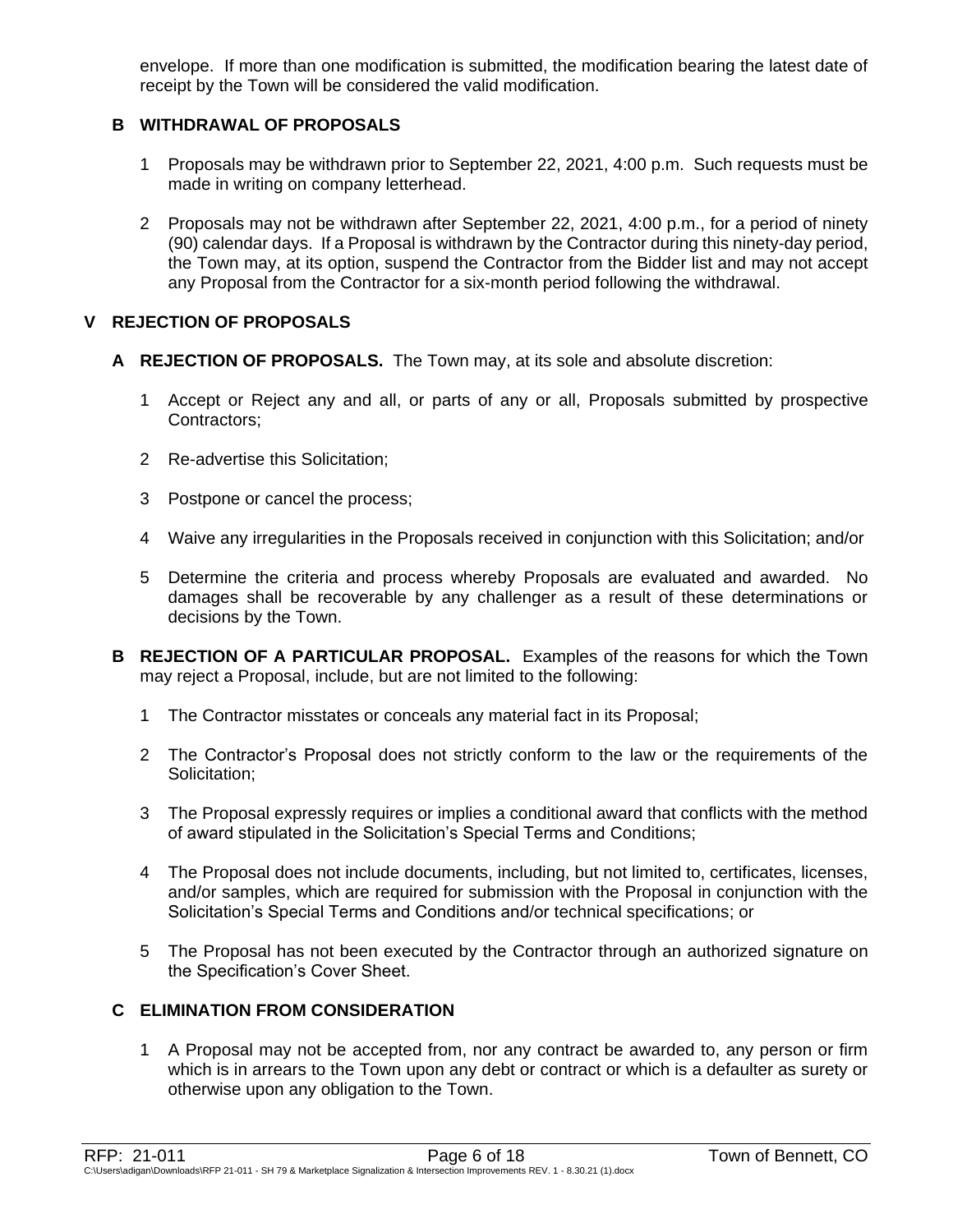envelope. If more than one modification is submitted, the modification bearing the latest date of receipt by the Town will be considered the valid modification.

### B WITHDRAWAL OF PROPOSALS

1 Proposals may be withdrawn prior to September 22, 2021, 4:00 p.m. Such requests must be made in writing on company letterhead.

2 Proposals may not be withdrawn after September 22, 2021, 4:00 p.m., for a period of ninety (90) calendar days. If a Proposal is withdrawn by the Contractor during this ninety-day period, the Town may, at its option, suspend the Contractor from the Bidder list and may not accept any Proposal from the Contractor for a six-month period following the withdrawal.

## V REJECTION OF PROPOSALS

**A REJECTION OF PROPOSALS.** The Town may, at its sole and absolute discretion:

1 Accept or Reject any and all, or parts of any or all, Proposals submitted by prospective Contractors;

2 Re-advertise this Solicitation;

3 Postpone or cancel the process;

4 Waive any irregularities in the Proposals received in conjunction with this Solicitation; and/or

5 Determine the criteria and process whereby Proposals are evaluated and awarded. No damages shall be recoverable by any challenger as a result of these determinations or decisions by the Town.

**B REJECTION OF A PARTICULAR PROPOSAL.** Examples of the reasons for which the Town may reject a Proposal, include, but are not limited to the following:

1 The Contractor misstates or conceals any material fact in its Proposal;

2 The Contractor's Proposal does not strictly conform to the law or the requirements of the Solicitation;

3 The Proposal expressly requires or implies a conditional award that conflicts with the method of award stipulated in the Solicitation's Special Terms and Conditions;

4 The Proposal does not include documents, including, but not limited to, certificates, licenses, and/or samples, which are required for submission with the Proposal in conjunction with the Solicitation's Special Terms and Conditions and/or technical specifications; or

5 The Proposal has not been executed by the Contractor through an authorized signature on the Specification's Cover Sheet.

### C ELIMINATION FROM CONSIDERATION

1 A Proposal may not be accepted from, nor any contract be awarded to, any person or firm which is in arrears to the Town upon any debt or contract or which is a defaulter as surety or otherwise upon any obligation to the Town.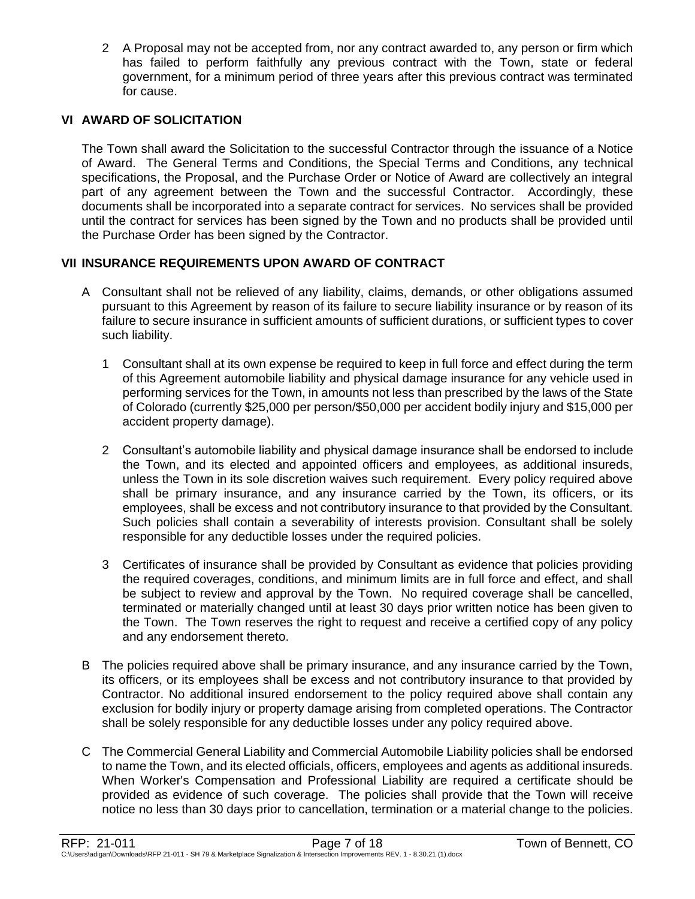2 A Proposal may not be accepted from, nor any contract awarded to, any person or firm which has failed to perform faithfully any previous contract with the Town, state or federal government, for a minimum period of three years after this previous contract was terminated for cause.

## VI AWARD OF SOLICITATION

The Town shall award the Solicitation to the successful Contractor through the issuance of a Notice of Award. The General Terms and Conditions, the Special Terms and Conditions, any technical specifications, the Proposal, and the Purchase Order or Notice of Award are collectively an integral part of any agreement between the Town and the successful Contractor. Accordingly, these documents shall be incorporated into a separate contract for services. No services shall be provided until the contract for services has been signed by the Town and no products shall be provided until the Purchase Order has been signed by the Contractor.

## VII INSURANCE REQUIREMENTS UPON AWARD OF CONTRACT

A Consultant shall not be relieved of any liability, claims, demands, or other obligations assumed pursuant to this Agreement by reason of its failure to secure liability insurance or by reason of its failure to secure insurance in sufficient amounts of sufficient durations, or sufficient types to cover such liability.

1 Consultant shall at its own expense be required to keep in full force and effect during the term of this Agreement automobile liability and physical damage insurance for any vehicle used in performing services for the Town, in amounts not less than prescribed by the laws of the State of Colorado (currently $25,000 per person/$50,000 per accident bodily injury and $15,000 per accident property damage).

2 Consultant's automobile liability and physical damage insurance shall be endorsed to include the Town, and its elected and appointed officers and employees, as additional insureds, unless the Town in its sole discretion waives such requirement. Every policy required above shall be primary insurance, and any insurance carried by the Town, its officers, or its employees, shall be excess and not contributory insurance to that provided by the Consultant. Such policies shall contain a severability of interests provision. Consultant shall be solely responsible for any deductible losses under the required policies.

3 Certificates of insurance shall be provided by Consultant as evidence that policies providing the required coverages, conditions, and minimum limits are in full force and effect, and shall be subject to review and approval by the Town. No required coverage shall be cancelled, terminated or materially changed until at least 30 days prior written notice has been given to the Town. The Town reserves the right to request and receive a certified copy of any policy and any endorsement thereto.

B The policies required above shall be primary insurance, and any insurance carried by the Town, its officers, or its employees shall be excess and not contributory insurance to that provided by Contractor. No additional insured endorsement to the policy required above shall contain any exclusion for bodily injury or property damage arising from completed operations. The Contractor shall be solely responsible for any deductible losses under any policy required above.

C The Commercial General Liability and Commercial Automobile Liability policies shall be endorsed to name the Town, and its elected officials, officers, employees and agents as additional insureds. When Worker's Compensation and Professional Liability are required a certificate should be provided as evidence of such coverage. The policies shall provide that the Town will receive notice no less than 30 days prior to cancellation, termination or a material change to the policies.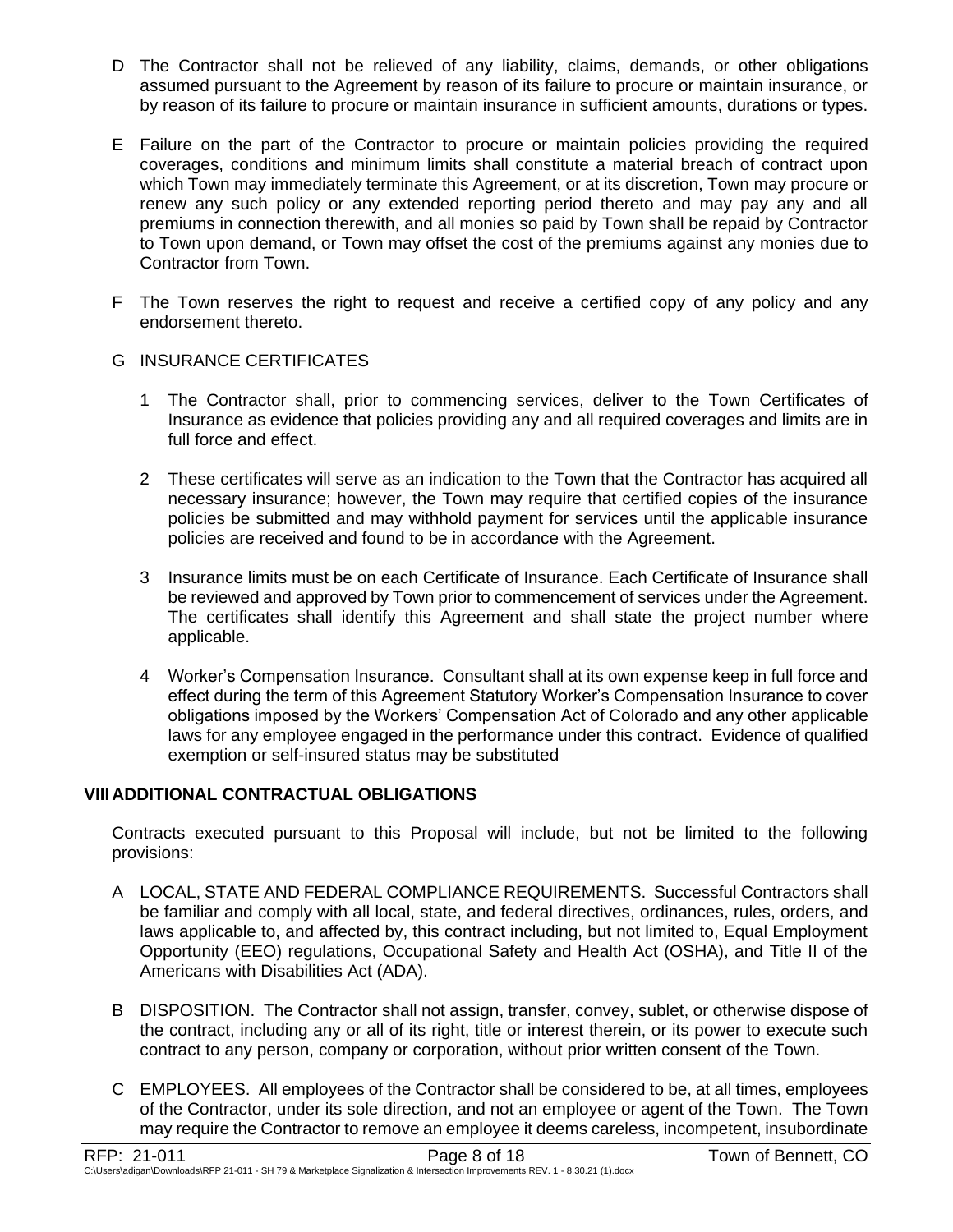D The Contractor shall not be relieved of any liability, claims, demands, or other obligations assumed pursuant to the Agreement by reason of its failure to procure or maintain insurance, or by reason of its failure to procure or maintain insurance in sufficient amounts, durations or types.

E Failure on the part of the Contractor to procure or maintain policies providing the required coverages, conditions and minimum limits shall constitute a material breach of contract upon which Town may immediately terminate this Agreement, or at its discretion, Town may procure or renew any such policy or any extended reporting period thereto and may pay any and all premiums in connection therewith, and all monies so paid by Town shall be repaid by Contractor to Town upon demand, or Town may offset the cost of the premiums against any monies due to Contractor from Town.

F The Town reserves the right to request and receive a certified copy of any policy and any endorsement thereto.

G INSURANCE CERTIFICATES

1 The Contractor shall, prior to commencing services, deliver to the Town Certificates of Insurance as evidence that policies providing any and all required coverages and limits are in full force and effect.

2 These certificates will serve as an indication to the Town that the Contractor has acquired all necessary insurance; however, the Town may require that certified copies of the insurance policies be submitted and may withhold payment for services until the applicable insurance policies are received and found to be in accordance with the Agreement.

3 Insurance limits must be on each Certificate of Insurance. Each Certificate of Insurance shall be reviewed and approved by Town prior to commencement of services under the Agreement. The certificates shall identify this Agreement and shall state the project number where applicable.

4 Worker's Compensation Insurance. Consultant shall at its own expense keep in full force and effect during the term of this Agreement Statutory Worker's Compensation Insurance to cover obligations imposed by the Workers' Compensation Act of Colorado and any other applicable laws for any employee engaged in the performance under this contract. Evidence of qualified exemption or self-insured status may be substituted

## VIII ADDITIONAL CONTRACTUAL OBLIGATIONS

Contracts executed pursuant to this Proposal will include, but not be limited to the following provisions:

A LOCAL, STATE AND FEDERAL COMPLIANCE REQUIREMENTS. Successful Contractors shall be familiar and comply with all local, state, and federal directives, ordinances, rules, orders, and laws applicable to, and affected by, this contract including, but not limited to, Equal Employment Opportunity (EEO) regulations, Occupational Safety and Health Act (OSHA), and Title II of the Americans with Disabilities Act (ADA).

B DISPOSITION. The Contractor shall not assign, transfer, convey, sublet, or otherwise dispose of the contract, including any or all of its right, title or interest therein, or its power to execute such contract to any person, company or corporation, without prior written consent of the Town.

C EMPLOYEES. All employees of the Contractor shall be considered to be, at all times, employees of the Contractor, under its sole direction, and not an employee or agent of the Town. The Town may require the Contractor to remove an employee it deems careless, incompetent, insubordinate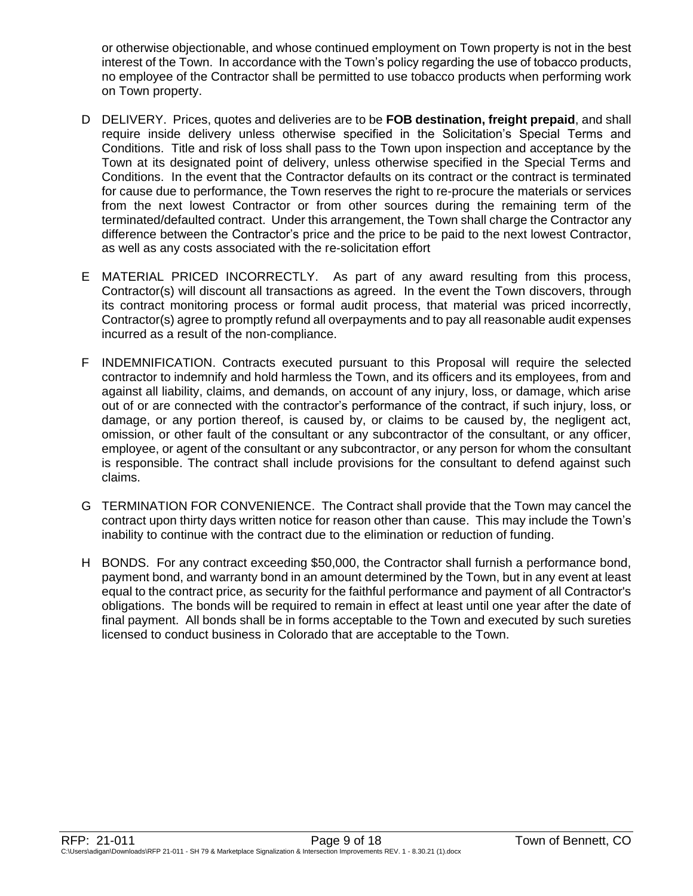or otherwise objectionable, and whose continued employment on Town property is not in the best interest of the Town. In accordance with the Town's policy regarding the use of tobacco products, no employee of the Contractor shall be permitted to use tobacco products when performing work on Town property.

D DELIVERY. Prices, quotes and deliveries are to be **FOB destination, freight prepaid**, and shall require inside delivery unless otherwise specified in the Solicitation's Special Terms and Conditions. Title and risk of loss shall pass to the Town upon inspection and acceptance by the Town at its designated point of delivery, unless otherwise specified in the Special Terms and Conditions. In the event that the Contractor defaults on its contract or the contract is terminated for cause due to performance, the Town reserves the right to re-procure the materials or services from the next lowest Contractor or from other sources during the remaining term of the terminated/defaulted contract. Under this arrangement, the Town shall charge the Contractor any difference between the Contractor's price and the price to be paid to the next lowest Contractor, as well as any costs associated with the re-solicitation effort

E MATERIAL PRICED INCORRECTLY. As part of any award resulting from this process, Contractor(s) will discount all transactions as agreed. In the event the Town discovers, through its contract monitoring process or formal audit process, that material was priced incorrectly, Contractor(s) agree to promptly refund all overpayments and to pay all reasonable audit expenses incurred as a result of the non-compliance.

F INDEMNIFICATION. Contracts executed pursuant to this Proposal will require the selected contractor to indemnify and hold harmless the Town, and its officers and its employees, from and against all liability, claims, and demands, on account of any injury, loss, or damage, which arise out of or are connected with the contractor's performance of the contract, if such injury, loss, or damage, or any portion thereof, is caused by, or claims to be caused by, the negligent act, omission, or other fault of the consultant or any subcontractor of the consultant, or any officer, employee, or agent of the consultant or any subcontractor, or any person for whom the consultant is responsible. The contract shall include provisions for the consultant to defend against such claims.

G TERMINATION FOR CONVENIENCE. The Contract shall provide that the Town may cancel the contract upon thirty days written notice for reason other than cause. This may include the Town's inability to continue with the contract due to the elimination or reduction of funding.

H BONDS. For any contract exceeding $50,000, the Contractor shall furnish a performance bond, payment bond, and warranty bond in an amount determined by the Town, but in any event at least equal to the contract price, as security for the faithful performance and payment of all Contractor's obligations. The bonds will be required to remain in effect at least until one year after the date of final payment. All bonds shall be in forms acceptable to the Town and executed by such sureties licensed to conduct business in Colorado that are acceptable to the Town.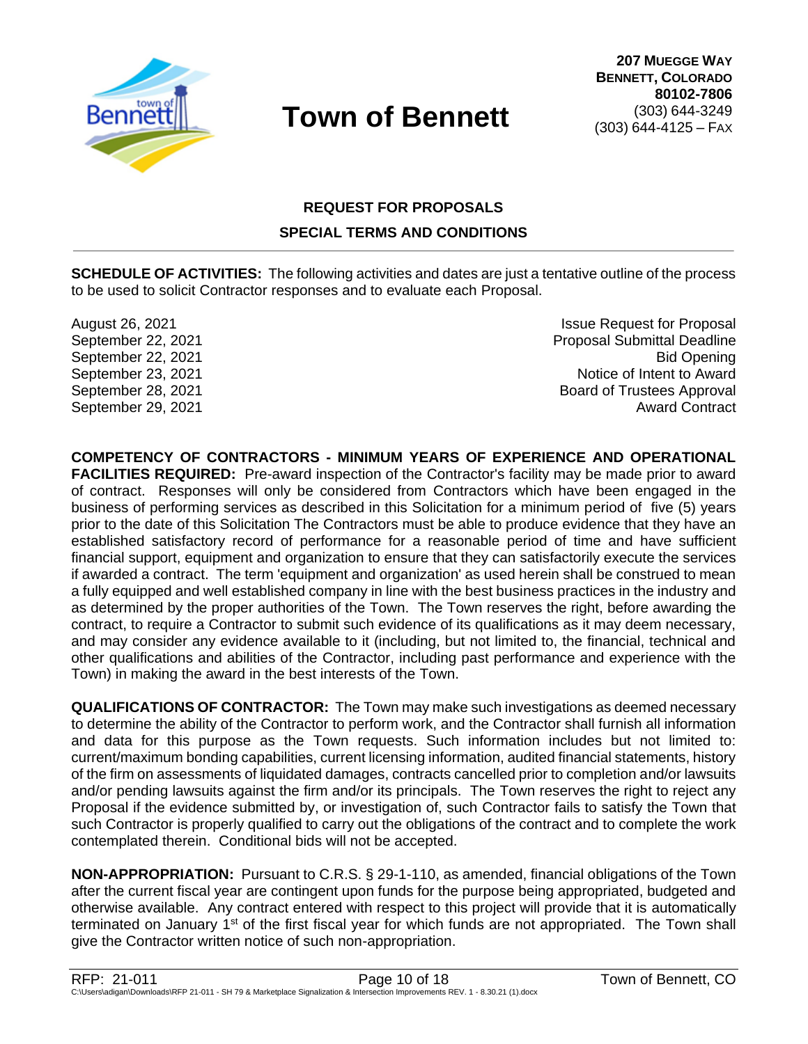# Town of Bennett

**207 MUEGGE WAY**
**BENNETT, COLORADO**
**80102-7806**
(303) 644-3249
(303) 644-4125 – FAX

## REQUEST FOR PROPOSALS
## SPECIAL TERMS AND CONDITIONS

**SCHEDULE OF ACTIVITIES:** The following activities and dates are just a tentative outline of the process to be used to solicit Contractor responses and to evaluate each Proposal.

| Date | Activity |
|---|---|
| August 26, 2021 | Issue Request for Proposal |
| September 22, 2021 | Proposal Submittal Deadline |
| September 22, 2021 | Bid Opening |
| September 23, 2021 | Notice of Intent to Award |
| September 28, 2021 | Board of Trustees Approval |
| September 29, 2021 | Award Contract |

**COMPETENCY OF CONTRACTORS - MINIMUM YEARS OF EXPERIENCE AND OPERATIONAL FACILITIES REQUIRED:** Pre-award inspection of the Contractor's facility may be made prior to award of contract. Responses will only be considered from Contractors which have been engaged in the business of performing services as described in this Solicitation for a minimum period of five (5) years prior to the date of this Solicitation The Contractors must be able to produce evidence that they have an established satisfactory record of performance for a reasonable period of time and have sufficient financial support, equipment and organization to ensure that they can satisfactorily execute the services if awarded a contract. The term 'equipment and organization' as used herein shall be construed to mean a fully equipped and well established company in line with the best business practices in the industry and as determined by the proper authorities of the Town. The Town reserves the right, before awarding the contract, to require a Contractor to submit such evidence of its qualifications as it may deem necessary, and may consider any evidence available to it (including, but not limited to, the financial, technical and other qualifications and abilities of the Contractor, including past performance and experience with the Town) in making the award in the best interests of the Town.

**QUALIFICATIONS OF CONTRACTOR:** The Town may make such investigations as deemed necessary to determine the ability of the Contractor to perform work, and the Contractor shall furnish all information and data for this purpose as the Town requests. Such information includes but not limited to: current/maximum bonding capabilities, current licensing information, audited financial statements, history of the firm on assessments of liquidated damages, contracts cancelled prior to completion and/or lawsuits and/or pending lawsuits against the firm and/or its principals. The Town reserves the right to reject any Proposal if the evidence submitted by, or investigation of, such Contractor fails to satisfy the Town that such Contractor is properly qualified to carry out the obligations of the contract and to complete the work contemplated therein. Conditional bids will not be accepted.

**NON-APPROPRIATION:** Pursuant to C.R.S. § 29-1-110, as amended, financial obligations of the Town after the current fiscal year are contingent upon funds for the purpose being appropriated, budgeted and otherwise available. Any contract entered with respect to this project will provide that it is automatically terminated on January 1st of the first fiscal year for which funds are not appropriated. The Town shall give the Contractor written notice of such non-appropriation.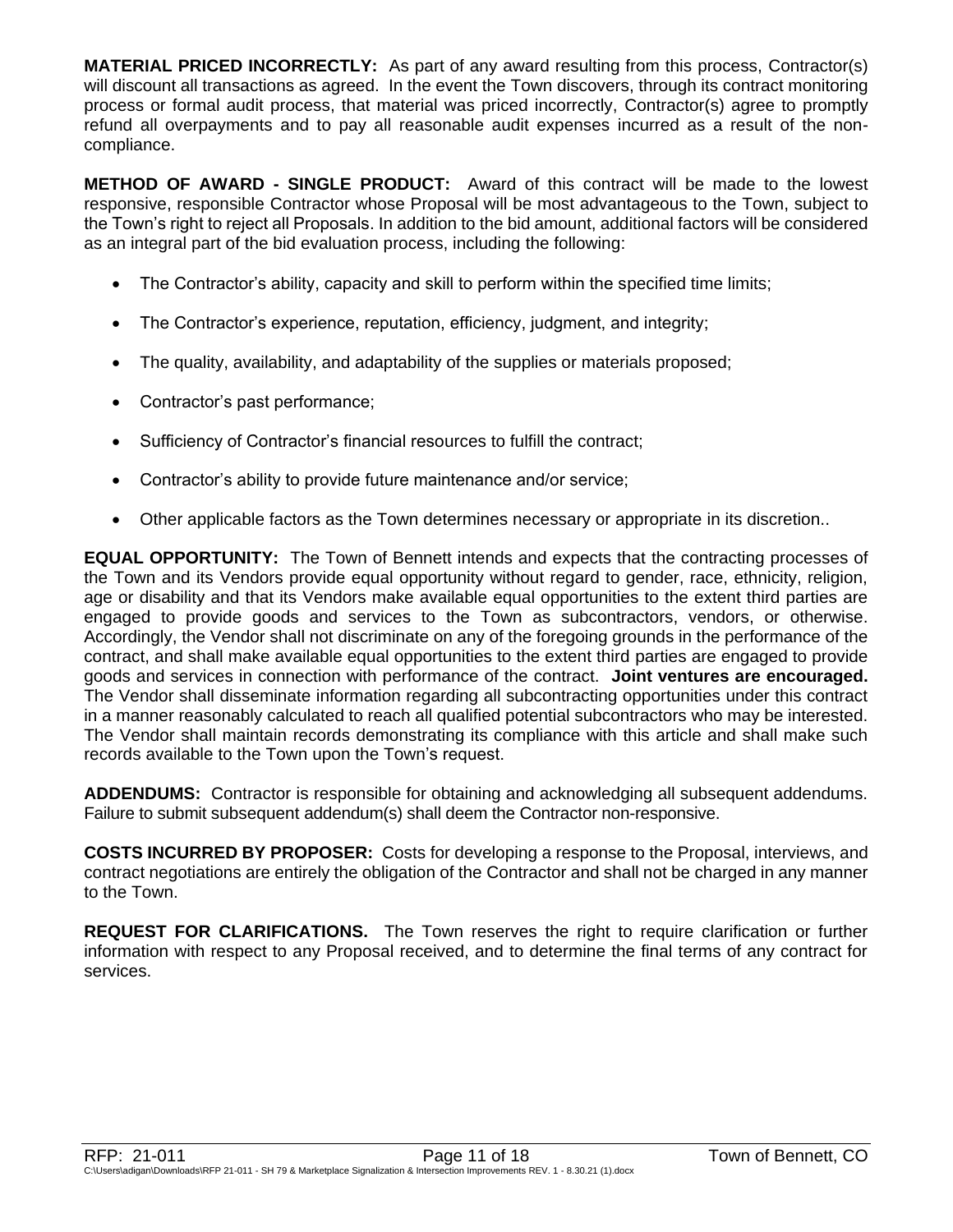**MATERIAL PRICED INCORRECTLY:** As part of any award resulting from this process, Contractor(s) will discount all transactions as agreed. In the event the Town discovers, through its contract monitoring process or formal audit process, that material was priced incorrectly, Contractor(s) agree to promptly refund all overpayments and to pay all reasonable audit expenses incurred as a result of the non-compliance.

**METHOD OF AWARD - SINGLE PRODUCT:** Award of this contract will be made to the lowest responsive, responsible Contractor whose Proposal will be most advantageous to the Town, subject to the Town's right to reject all Proposals. In addition to the bid amount, additional factors will be considered as an integral part of the bid evaluation process, including the following:

- The Contractor's ability, capacity and skill to perform within the specified time limits;
- The Contractor's experience, reputation, efficiency, judgment, and integrity;
- The quality, availability, and adaptability of the supplies or materials proposed;
- Contractor's past performance;
- Sufficiency of Contractor's financial resources to fulfill the contract;
- Contractor's ability to provide future maintenance and/or service;
- Other applicable factors as the Town determines necessary or appropriate in its discretion..

**EQUAL OPPORTUNITY:** The Town of Bennett intends and expects that the contracting processes of the Town and its Vendors provide equal opportunity without regard to gender, race, ethnicity, religion, age or disability and that its Vendors make available equal opportunities to the extent third parties are engaged to provide goods and services to the Town as subcontractors, vendors, or otherwise. Accordingly, the Vendor shall not discriminate on any of the foregoing grounds in the performance of the contract, and shall make available equal opportunities to the extent third parties are engaged to provide goods and services in connection with performance of the contract. **Joint ventures are encouraged.** The Vendor shall disseminate information regarding all subcontracting opportunities under this contract in a manner reasonably calculated to reach all qualified potential subcontractors who may be interested. The Vendor shall maintain records demonstrating its compliance with this article and shall make such records available to the Town upon the Town's request.

**ADDENDUMS:** Contractor is responsible for obtaining and acknowledging all subsequent addendums. Failure to submit subsequent addendum(s) shall deem the Contractor non-responsive.

**COSTS INCURRED BY PROPOSER:** Costs for developing a response to the Proposal, interviews, and contract negotiations are entirely the obligation of the Contractor and shall not be charged in any manner to the Town.

**REQUEST FOR CLARIFICATIONS.** The Town reserves the right to require clarification or further information with respect to any Proposal received, and to determine the final terms of any contract for services.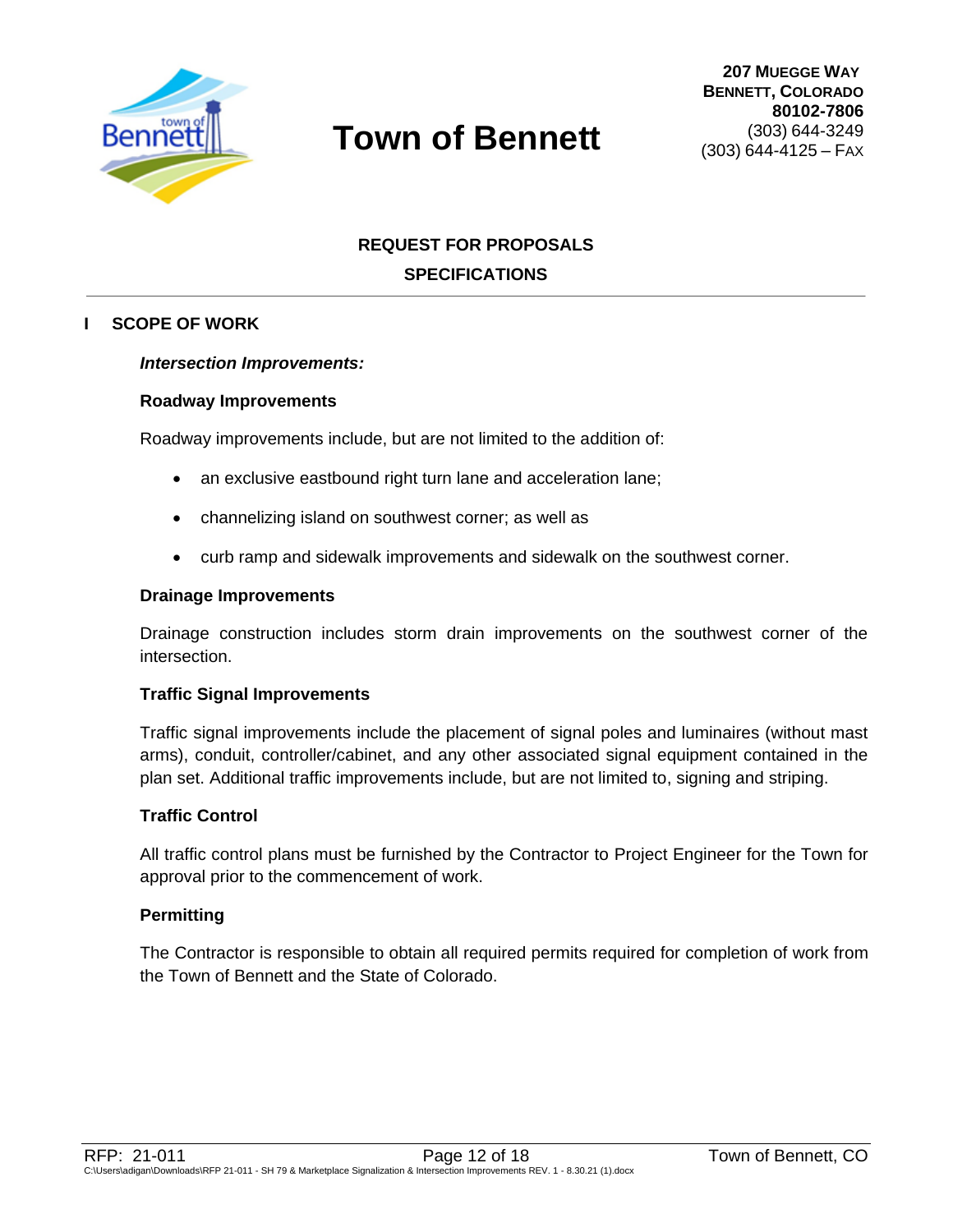# Town of Bennett

**207 Muegge Way**
**Bennett, Colorado**
**80102-7806**
(303) 644-3249
(303) 644-4125 – Fax

## REQUEST FOR PROPOSALS
## SPECIFICATIONS

## I SCOPE OF WORK

***Intersection Improvements:***

**Roadway Improvements**

Roadway improvements include, but are not limited to the addition of:

- an exclusive eastbound right turn lane and acceleration lane;
- channelizing island on southwest corner; as well as
- curb ramp and sidewalk improvements and sidewalk on the southwest corner.

**Drainage Improvements**

Drainage construction includes storm drain improvements on the southwest corner of the intersection.

**Traffic Signal Improvements**

Traffic signal improvements include the placement of signal poles and luminaires (without mast arms), conduit, controller/cabinet, and any other associated signal equipment contained in the plan set. Additional traffic improvements include, but are not limited to, signing and striping.

**Traffic Control**

All traffic control plans must be furnished by the Contractor to Project Engineer for the Town for approval prior to the commencement of work.

**Permitting**

The Contractor is responsible to obtain all required permits required for completion of work from the Town of Bennett and the State of Colorado.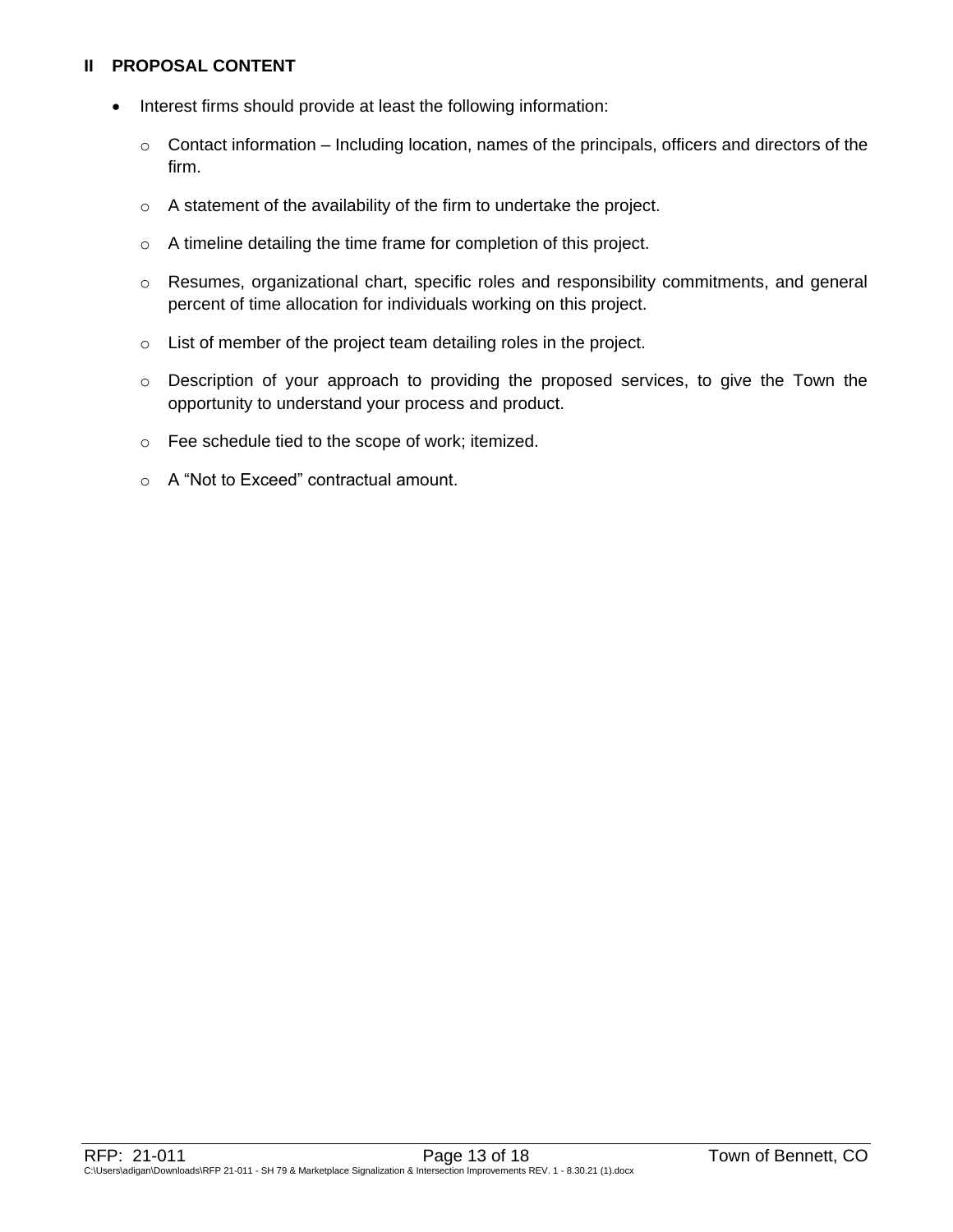## II PROPOSAL CONTENT

- Interest firms should provide at least the following information:
  - Contact information – Including location, names of the principals, officers and directors of the firm.
  - A statement of the availability of the firm to undertake the project.
  - A timeline detailing the time frame for completion of this project.
  - Resumes, organizational chart, specific roles and responsibility commitments, and general percent of time allocation for individuals working on this project.
  - List of member of the project team detailing roles in the project.
  - Description of your approach to providing the proposed services, to give the Town the opportunity to understand your process and product.
  - Fee schedule tied to the scope of work; itemized.
  - A "Not to Exceed" contractual amount.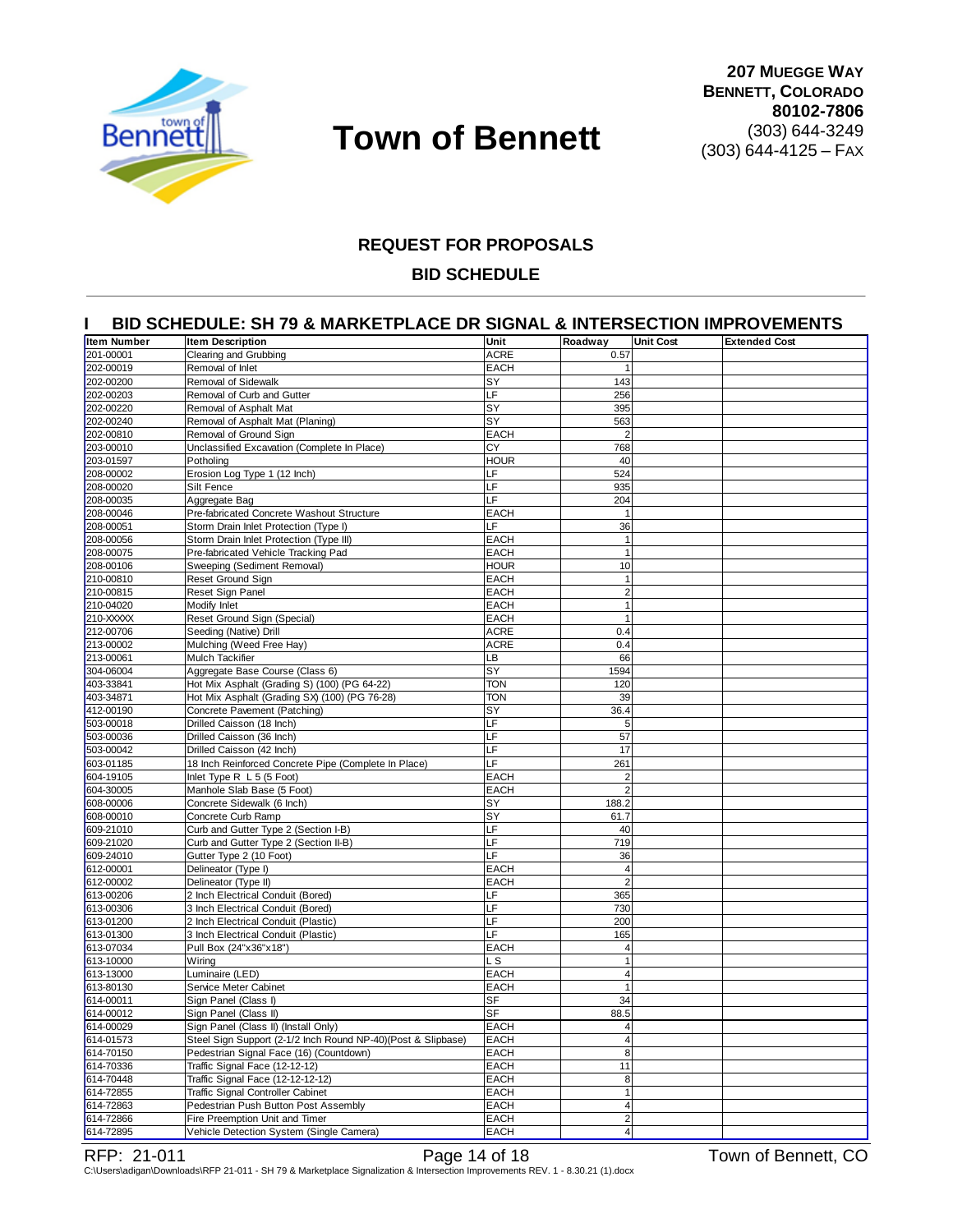# Town of Bennett

**207 Muegge Way**
**Bennett, Colorado**
**80102-7806**
(303) 644-3249
(303) 644-4125 – Fax

## REQUEST FOR PROPOSALS

## BID SCHEDULE

### I BID SCHEDULE: SH 79 & MARKETPLACE DR SIGNAL & INTERSECTION IMPROVEMENTS

| Item Number | Item Description | Unit | Roadway | Unit Cost | Extended Cost |
|---|---|---|---|---|---|
| 201-00001 | Clearing and Grubbing | ACRE | 0.57 | | |
| 202-00019 | Removal of Inlet | EACH | 1 | | |
| 202-00200 | Removal of Sidewalk | SY | 143 | | |
| 202-00203 | Removal of Curb and Gutter | LF | 256 | | |
| 202-00220 | Removal of Asphalt Mat | SY | 395 | | |
| 202-00240 | Removal of Asphalt Mat (Planing) | SY | 563 | | |
| 202-00810 | Removal of Ground Sign | EACH | 2 | | |
| 203-00010 | Unclassified Excavation (Complete In Place) | CY | 768 | | |
| 203-01597 | Potholing | HOUR | 40 | | |
| 208-00002 | Erosion Log Type 1 (12 Inch) | LF | 524 | | |
| 208-00020 | Silt Fence | LF | 935 | | |
| 208-00035 | Aggregate Bag | LF | 204 | | |
| 208-00046 | Pre-fabricated Concrete Washout Structure | EACH | 1 | | |
| 208-00051 | Storm Drain Inlet Protection (Type I) | LF | 36 | | |
| 208-00056 | Storm Drain Inlet Protection (Type III) | EACH | 1 | | |
| 208-00075 | Pre-fabricated Vehicle Tracking Pad | EACH | 1 | | |
| 208-00106 | Sweeping (Sediment Removal) | HOUR | 10 | | |
| 210-00810 | Reset Ground Sign | EACH | 1 | | |
| 210-00815 | Reset Sign Panel | EACH | 2 | | |
| 210-04020 | Modify Inlet | EACH | 1 | | |
| 210-XXXXX | Reset Ground Sign (Special) | EACH | 1 | | |
| 212-00706 | Seeding (Native) Drill | ACRE | 0.4 | | |
| 213-00002 | Mulching (Weed Free Hay) | ACRE | 0.4 | | |
| 213-00061 | Mulch Tackifier | LB | 66 | | |
| 304-06004 | Aggregate Base Course (Class 6) | SY | 1594 | | |
| 403-33841 | Hot Mix Asphalt (Grading S) (100) (PG 64-22) | TON | 120 | | |
| 403-34871 | Hot Mix Asphalt (Grading SX) (100) (PG 76-28) | TON | 39 | | |
| 412-00190 | Concrete Pavement (Patching) | SY | 36.4 | | |
| 503-00018 | Drilled Caisson (18 Inch) | LF | 5 | | |
| 503-00036 | Drilled Caisson (36 Inch) | LF | 57 | | |
| 503-00042 | Drilled Caisson (42 Inch) | LF | 17 | | |
| 603-01185 | 18 Inch Reinforced Concrete Pipe (Complete In Place) | LF | 261 | | |
| 604-19105 | Inlet Type R L 5 (5 Foot) | EACH | 2 | | |
| 604-30005 | Manhole Slab Base (5 Foot) | EACH | 2 | | |
| 608-00006 | Concrete Sidewalk (6 Inch) | SY | 188.2 | | |
| 608-00010 | Concrete Curb Ramp | SY | 61.7 | | |
| 609-21010 | Curb and Gutter Type 2 (Section I-B) | LF | 40 | | |
| 609-21020 | Curb and Gutter Type 2 (Section II-B) | LF | 719 | | |
| 609-24010 | Gutter Type 2 (10 Foot) | LF | 36 | | |
| 612-00001 | Delineator (Type I) | EACH | 4 | | |
| 612-00002 | Delineator (Type II) | EACH | 2 | | |
| 613-00206 | 2 Inch Electrical Conduit (Bored) | LF | 365 | | |
| 613-00306 | 3 Inch Electrical Conduit (Bored) | LF | 730 | | |
| 613-01200 | 2 Inch Electrical Conduit (Plastic) | LF | 200 | | |
| 613-01300 | 3 Inch Electrical Conduit (Plastic) | LF | 165 | | |
| 613-07034 | Pull Box (24"x36"x18") | EACH | 4 | | |
| 613-10000 | Wiring | L S | 1 | | |
| 613-13000 | Luminaire (LED) | EACH | 4 | | |
| 613-80130 | Service Meter Cabinet | EACH | 1 | | |
| 614-00011 | Sign Panel (Class I) | SF | 34 | | |
| 614-00012 | Sign Panel (Class II) | SF | 88.5 | | |
| 614-00029 | Sign Panel (Class II) (Install Only) | EACH | 4 | | |
| 614-01573 | Steel Sign Support (2-1/2 Inch Round NP-40)(Post & Slipbase) | EACH | 4 | | |
| 614-70150 | Pedestrian Signal Face (16) (Countdown) | EACH | 8 | | |
| 614-70336 | Traffic Signal Face (12-12-12) | EACH | 11 | | |
| 614-70448 | Traffic Signal Face (12-12-12-12) | EACH | 8 | | |
| 614-72855 | Traffic Signal Controller Cabinet | EACH | 1 | | |
| 614-72863 | Pedestrian Push Button Post Assembly | EACH | 4 | | |
| 614-72866 | Fire Preemption Unit and Timer | EACH | 2 | | |
| 614-72895 | Vehicle Detection System (Single Camera) | EACH | 4 | | |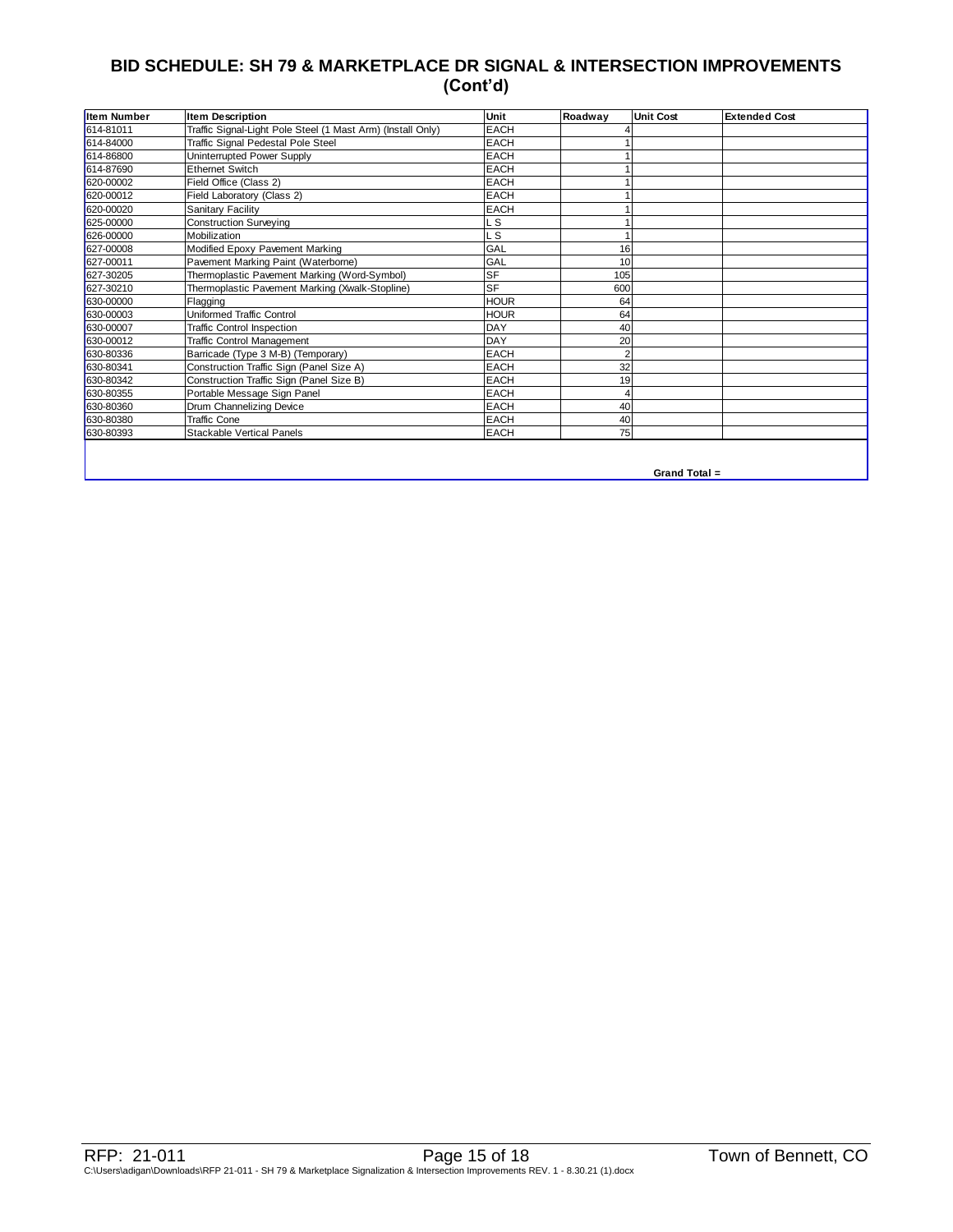## BID SCHEDULE: SH 79 & MARKETPLACE DR SIGNAL & INTERSECTION IMPROVEMENTS (Cont'd)

| Item Number | Item Description | Unit | Roadway | Unit Cost | Extended Cost |
|---|---|---|---|---|---|
| 614-81011 | Traffic Signal-Light Pole Steel (1 Mast Arm) (Install Only) | EACH | 4 | | |
| 614-84000 | Traffic Signal Pedestal Pole Steel | EACH | 1 | | |
| 614-86800 | Uninterrupted Power Supply | EACH | 1 | | |
| 614-87690 | Ethernet Switch | EACH | 1 | | |
| 620-00002 | Field Office (Class 2) | EACH | 1 | | |
| 620-00012 | Field Laboratory (Class 2) | EACH | 1 | | |
| 620-00020 | Sanitary Facility | EACH | 1 | | |
| 625-00000 | Construction Surveying | L S | 1 | | |
| 626-00000 | Mobilization | L S | 1 | | |
| 627-00008 | Modified Epoxy Pavement Marking | GAL | 16 | | |
| 627-00011 | Pavement Marking Paint (Waterborne) | GAL | 10 | | |
| 627-30205 | Thermoplastic Pavement Marking (Word-Symbol) | SF | 105 | | |
| 627-30210 | Thermoplastic Pavement Marking (Xwalk-Stopline) | SF | 600 | | |
| 630-00000 | Flagging | HOUR | 64 | | |
| 630-00003 | Uniformed Traffic Control | HOUR | 64 | | |
| 630-00007 | Traffic Control Inspection | DAY | 40 | | |
| 630-00012 | Traffic Control Management | DAY | 20 | | |
| 630-80336 | Barricade (Type 3 M-B) (Temporary) | EACH | 2 | | |
| 630-80341 | Construction Traffic Sign (Panel Size A) | EACH | 32 | | |
| 630-80342 | Construction Traffic Sign (Panel Size B) | EACH | 19 | | |
| 630-80355 | Portable Message Sign Panel | EACH | 4 | | |
| 630-80360 | Drum Channelizing Device | EACH | 40 | | |
| 630-80380 | Traffic Cone | EACH | 40 | | |
| 630-80393 | Stackable Vertical Panels | EACH | 75 | | |
| | | | | **Grand Total =** | |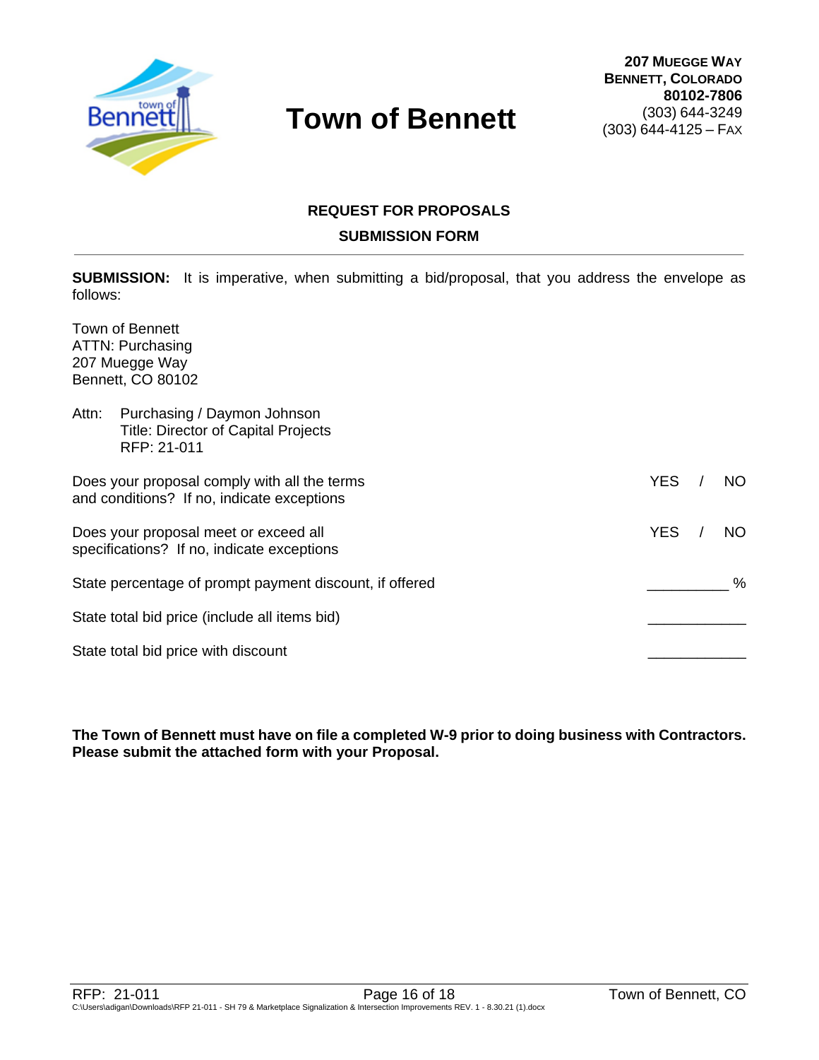# Town of Bennett

**207 Muegge Way**
**Bennett, Colorado**
**80102-7806**
(303) 644-3249
(303) 644-4125 – Fax

## REQUEST FOR PROPOSALS

## SUBMISSION FORM

---

**SUBMISSION:** It is imperative, when submitting a bid/proposal, that you address the envelope as follows:

Town of Bennett
ATTN: Purchasing
207 Muegge Way
Bennett, CO 80102

Attn: Purchasing / Daymon Johnson
Title: Director of Capital Projects
RFP: 21-011

| | |
|---|---|
| Does your proposal comply with all the terms and conditions? If no, indicate exceptions | YES / NO |
| Does your proposal meet or exceed all specifications? If no, indicate exceptions | YES / NO |
| State percentage of prompt payment discount, if offered | __________ % |
| State total bid price (include all items bid) | ____________ |
| State total bid price with discount | ____________ |

**The Town of Bennett must have on file a completed W-9 prior to doing business with Contractors. Please submit the attached form with your Proposal.**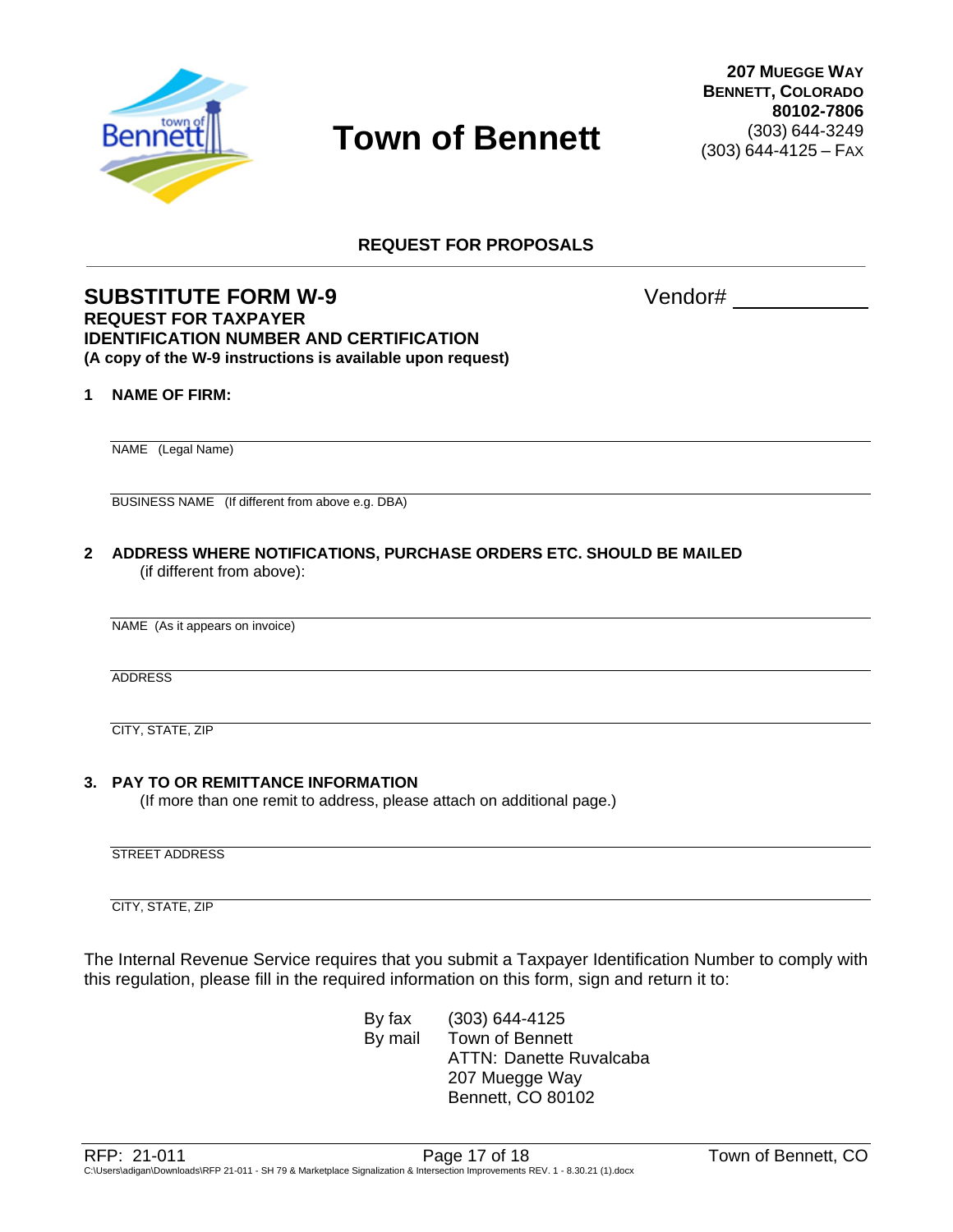# Town of Bennett

**207 MUEGGE WAY**
**BENNETT, COLORADO**
**80102-7806**
(303) 644-3249
(303) 644-4125 – FAX

**REQUEST FOR PROPOSALS**

---

## SUBSTITUTE FORM W-9

Vendor# ____________

**REQUEST FOR TAXPAYER**
**IDENTIFICATION NUMBER AND CERTIFICATION**
**(A copy of the W-9 instructions is available upon request)**

**1 NAME OF FIRM:**

_______________________________________________
NAME (Legal Name)

_______________________________________________
BUSINESS NAME (If different from above e.g. DBA)

**2 ADDRESS WHERE NOTIFICATIONS, PURCHASE ORDERS ETC. SHOULD BE MAILED**
(if different from above):

_______________________________________________
NAME (As it appears on invoice)

_______________________________________________
ADDRESS

_______________________________________________
CITY, STATE, ZIP

**3. PAY TO OR REMITTANCE INFORMATION**
(If more than one remit to address, please attach on additional page.)

_______________________________________________
STREET ADDRESS

_______________________________________________
CITY, STATE, ZIP

The Internal Revenue Service requires that you submit a Taxpayer Identification Number to comply with this regulation, please fill in the required information on this form, sign and return it to:

By fax (303) 644-4125
By mail Town of Bennett
ATTN: Danette Ruvalcaba
207 Muegge Way
Bennett, CO 80102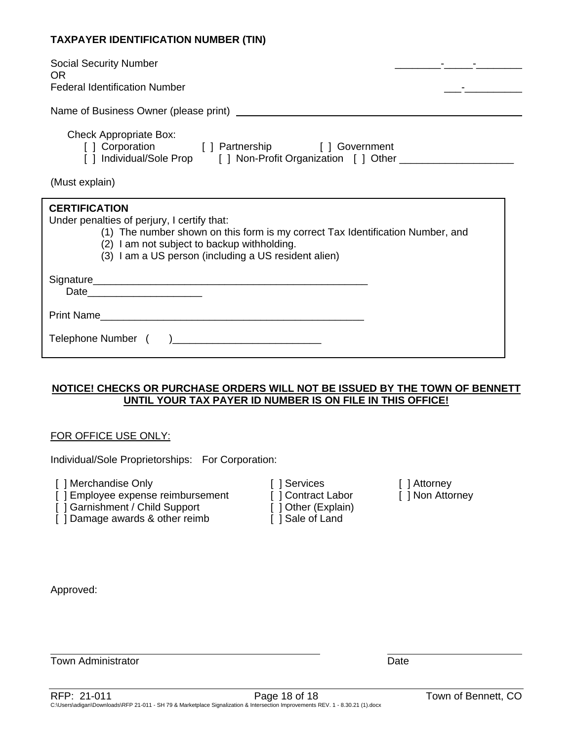**TAXPAYER IDENTIFICATION NUMBER (TIN)**

Social Security Number ________-_____-________
OR
Federal Identification Number ___-__________

Name of Business Owner (please print) ______________________________________________

Check Appropriate Box:
[ ] Corporation [ ] Partnership [ ] Government
[ ] Individual/Sole Prop [ ] Non-Profit Organization [ ] Other ___________________

(Must explain)

**CERTIFICATION**
Under penalties of perjury, I certify that:

(1) The number shown on this form is my correct Tax Identification Number, and
(2) I am not subject to backup withholding.
(3) I am a US person (including a US resident alien)

Signature_______________________________________________ Date____________________

Print Name______________________________________________

Telephone Number ( )__________________________

**NOTICE! CHECKS OR PURCHASE ORDERS WILL NOT BE ISSUED BY THE TOWN OF BENNETT UNTIL YOUR TAX PAYER ID NUMBER IS ON FILE IN THIS OFFICE!**

FOR OFFICE USE ONLY:

Individual/Sole Proprietorships: For Corporation:

[ ] Merchandise Only
[ ] Employee expense reimbursement
[ ] Garnishment / Child Support
[ ] Damage awards & other reimb

[ ] Services
[ ] Contract Labor
[ ] Other (Explain)
[ ] Sale of Land

[ ] Attorney
[ ] Non Attorney

Approved:

_______________________________________ _____________________
Town Administrator Date

C:\Users\adigan\Downloads\RFP 21-011 - SH 79 & Marketplace Signalization & Intersection Improvements REV. 1 - 8.30.21 (1).docx